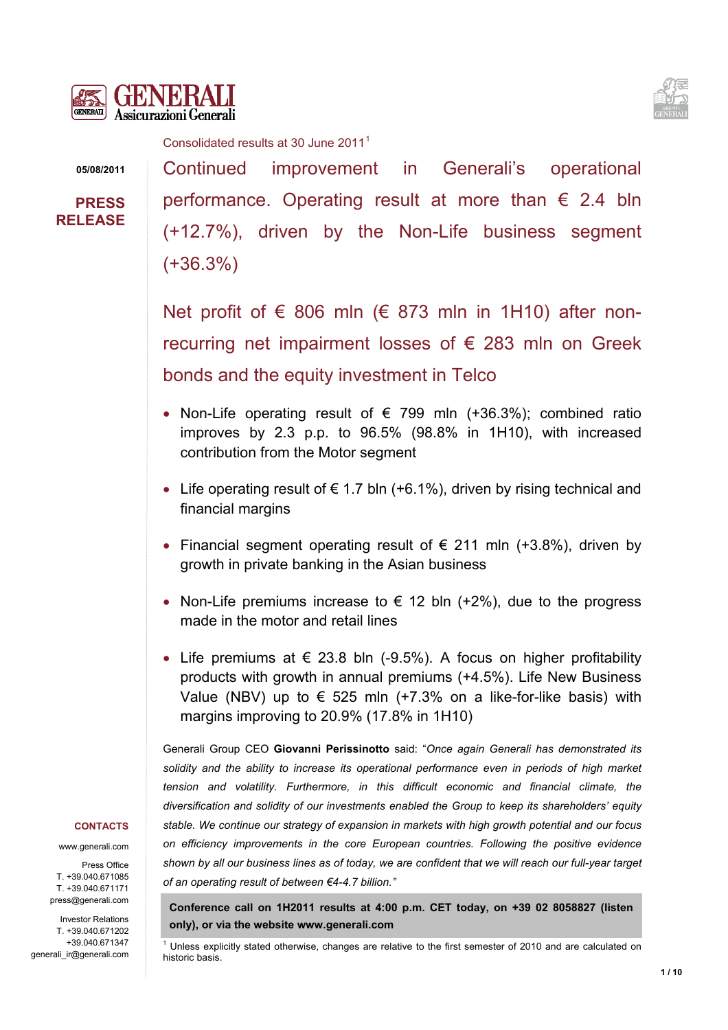Consolidated results at 30 June 2011[1]

05/08/2011

**PRESS RELEASE**

# Continued improvement in Generali's operational performance. Operating result at more than € 2.4 bln (+12.7%), driven by the Non-Life business segment (+36.3%)

## Net profit of € 806 mln (€ 873 mln in 1H10) after non-recurring net impairment losses of € 283 mln on Greek bonds and the equity investment in Telco

- Non-Life operating result of € 799 mln (+36.3%); combined ratio improves by 2.3 p.p. to 96.5% (98.8% in 1H10), with increased contribution from the Motor segment
- Life operating result of € 1.7 bln (+6.1%), driven by rising technical and financial margins
- Financial segment operating result of € 211 mln (+3.8%), driven by growth in private banking in the Asian business
- Non-Life premiums increase to € 12 bln (+2%), due to the progress made in the motor and retail lines
- Life premiums at € 23.8 bln (-9.5%). A focus on higher profitability products with growth in annual premiums (+4.5%). Life New Business Value (NBV) up to € 525 mln (+7.3% on a like-for-like basis) with margins improving to 20.9% (17.8% in 1H10)

Generali Group CEO **Giovanni Perissinotto** said: "*Once again Generali has demonstrated its solidity and the ability to increase its operational performance even in periods of high market tension and volatility. Furthermore, in this difficult economic and financial climate, the diversification and solidity of our investments enabled the Group to keep its shareholders' equity stable. We continue our strategy of expansion in markets with high growth potential and our focus on efficiency improvements in the core European countries. Following the positive evidence shown by all our business lines as of today, we are confident that we will reach our full-year target of an operating result of between €4-4.7 billion.*"

**Conference call on 1H2011 results at 4:00 p.m. CET today, on +39 02 8058827 (listen only), or via the website www.generali.com**

**CONTACTS**

www.generali.com

Press Office
T. +39.040.671085
T. +39.040.671171
press@generali.com

Investor Relations
T. +39.040.671202
+39.040.671347
generali_ir@generali.com

[1] Unless explicitly stated otherwise, changes are relative to the first semester of 2010 and are calculated on historic basis.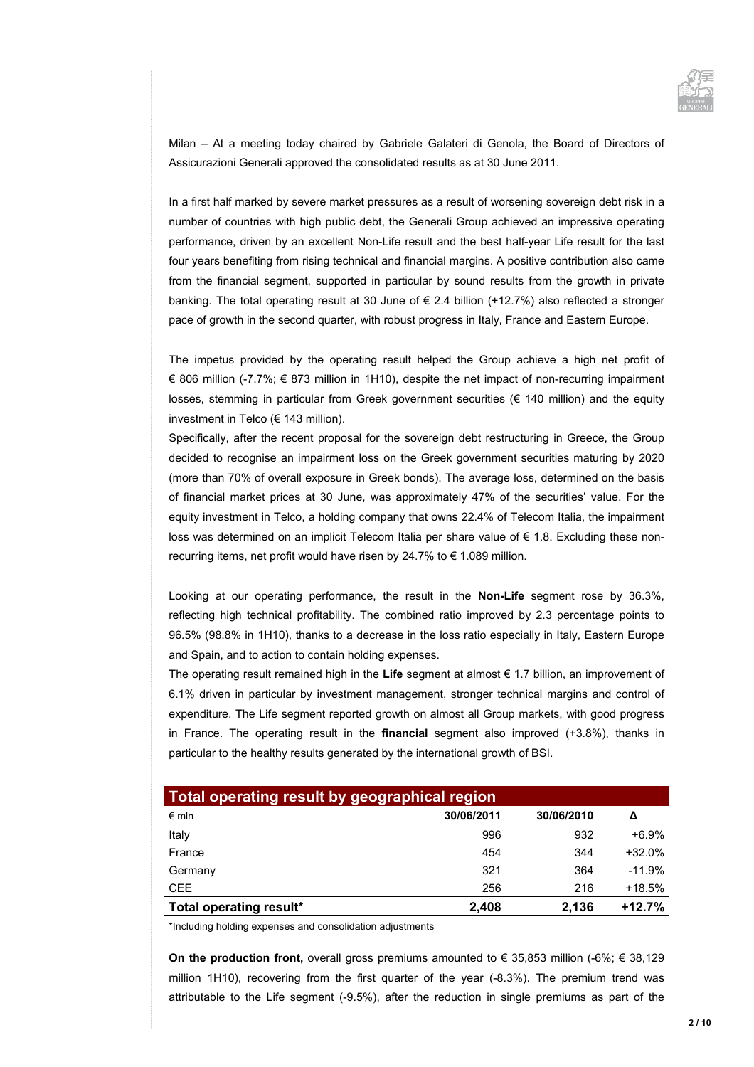Milan – At a meeting today chaired by Gabriele Galateri di Genola, the Board of Directors of Assicurazioni Generali approved the consolidated results as at 30 June 2011.

In a first half marked by severe market pressures as a result of worsening sovereign debt risk in a number of countries with high public debt, the Generali Group achieved an impressive operating performance, driven by an excellent Non-Life result and the best half-year Life result for the last four years benefiting from rising technical and financial margins. A positive contribution also came from the financial segment, supported in particular by sound results from the growth in private banking. The total operating result at 30 June of € 2.4 billion (+12.7%) also reflected a stronger pace of growth in the second quarter, with robust progress in Italy, France and Eastern Europe.

The impetus provided by the operating result helped the Group achieve a high net profit of € 806 million (-7.7%; € 873 million in 1H10), despite the net impact of non-recurring impairment losses, stemming in particular from Greek government securities (€ 140 million) and the equity investment in Telco (€ 143 million).
Specifically, after the recent proposal for the sovereign debt restructuring in Greece, the Group decided to recognise an impairment loss on the Greek government securities maturing by 2020 (more than 70% of overall exposure in Greek bonds). The average loss, determined on the basis of financial market prices at 30 June, was approximately 47% of the securities' value. For the equity investment in Telco, a holding company that owns 22.4% of Telecom Italia, the impairment loss was determined on an implicit Telecom Italia per share value of € 1.8. Excluding these non-recurring items, net profit would have risen by 24.7% to € 1.089 million.

Looking at our operating performance, the result in the **Non-Life** segment rose by 36.3%, reflecting high technical profitability. The combined ratio improved by 2.3 percentage points to 96.5% (98.8% in 1H10), thanks to a decrease in the loss ratio especially in Italy, Eastern Europe and Spain, and to action to contain holding expenses.
The operating result remained high in the **Life** segment at almost € 1.7 billion, an improvement of 6.1% driven in particular by investment management, stronger technical margins and control of expenditure. The Life segment reported growth on almost all Group markets, with good progress in France. The operating result in the **financial** segment also improved (+3.8%), thanks in particular to the healthy results generated by the international growth of BSI.

**Total operating result by geographical region**

| € mln | 30/06/2011 | 30/06/2010 | Δ |
|---|---|---|---|
| Italy | 996 | 932 | +6.9% |
| France | 454 | 344 | +32.0% |
| Germany | 321 | 364 | -11.9% |
| CEE | 256 | 216 | +18.5% |
| **Total operating result*** | **2,408** | **2,136** | **+12.7%** |

*Including holding expenses and consolidation adjustments

**On the production front,** overall gross premiums amounted to € 35,853 million (-6%; € 38,129 million 1H10), recovering from the first quarter of the year (-8.3%). The premium trend was attributable to the Life segment (-9.5%), after the reduction in single premiums as part of the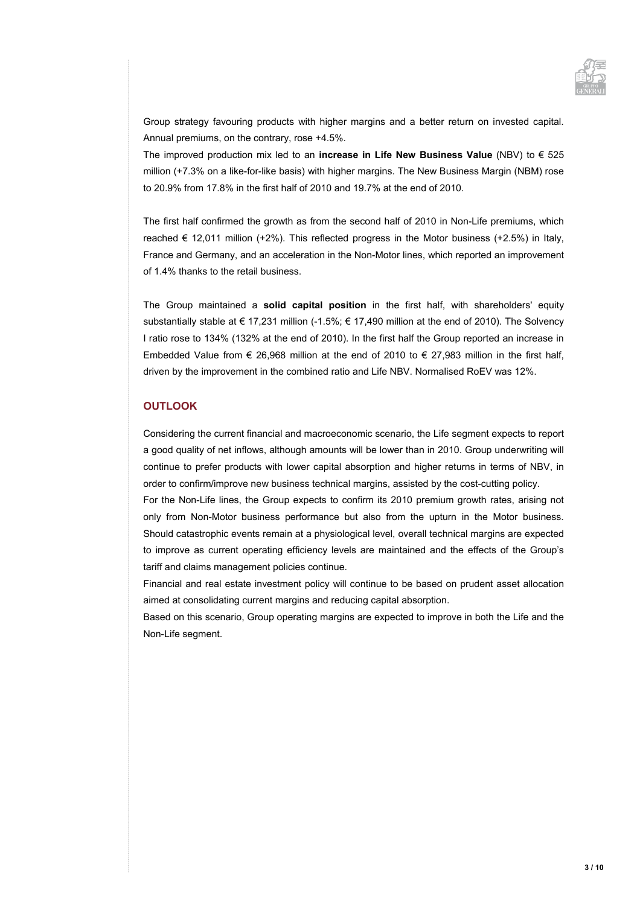Group strategy favouring products with higher margins and a better return on invested capital. Annual premiums, on the contrary, rose +4.5%.

The improved production mix led to an **increase in Life New Business Value** (NBV) to € 525 million (+7.3% on a like-for-like basis) with higher margins. The New Business Margin (NBM) rose to 20.9% from 17.8% in the first half of 2010 and 19.7% at the end of 2010.

The first half confirmed the growth as from the second half of 2010 in Non-Life premiums, which reached € 12,011 million (+2%). This reflected progress in the Motor business (+2.5%) in Italy, France and Germany, and an acceleration in the Non-Motor lines, which reported an improvement of 1.4% thanks to the retail business.

The Group maintained a **solid capital position** in the first half, with shareholders' equity substantially stable at € 17,231 million (-1.5%; € 17,490 million at the end of 2010). The Solvency I ratio rose to 134% (132% at the end of 2010). In the first half the Group reported an increase in Embedded Value from € 26,968 million at the end of 2010 to € 27,983 million in the first half, driven by the improvement in the combined ratio and Life NBV. Normalised RoEV was 12%.

## OUTLOOK

Considering the current financial and macroeconomic scenario, the Life segment expects to report a good quality of net inflows, although amounts will be lower than in 2010. Group underwriting will continue to prefer products with lower capital absorption and higher returns in terms of NBV, in order to confirm/improve new business technical margins, assisted by the cost-cutting policy.

For the Non-Life lines, the Group expects to confirm its 2010 premium growth rates, arising not only from Non-Motor business performance but also from the upturn in the Motor business. Should catastrophic events remain at a physiological level, overall technical margins are expected to improve as current operating efficiency levels are maintained and the effects of the Group's tariff and claims management policies continue.

Financial and real estate investment policy will continue to be based on prudent asset allocation aimed at consolidating current margins and reducing capital absorption.

Based on this scenario, Group operating margins are expected to improve in both the Life and the Non-Life segment.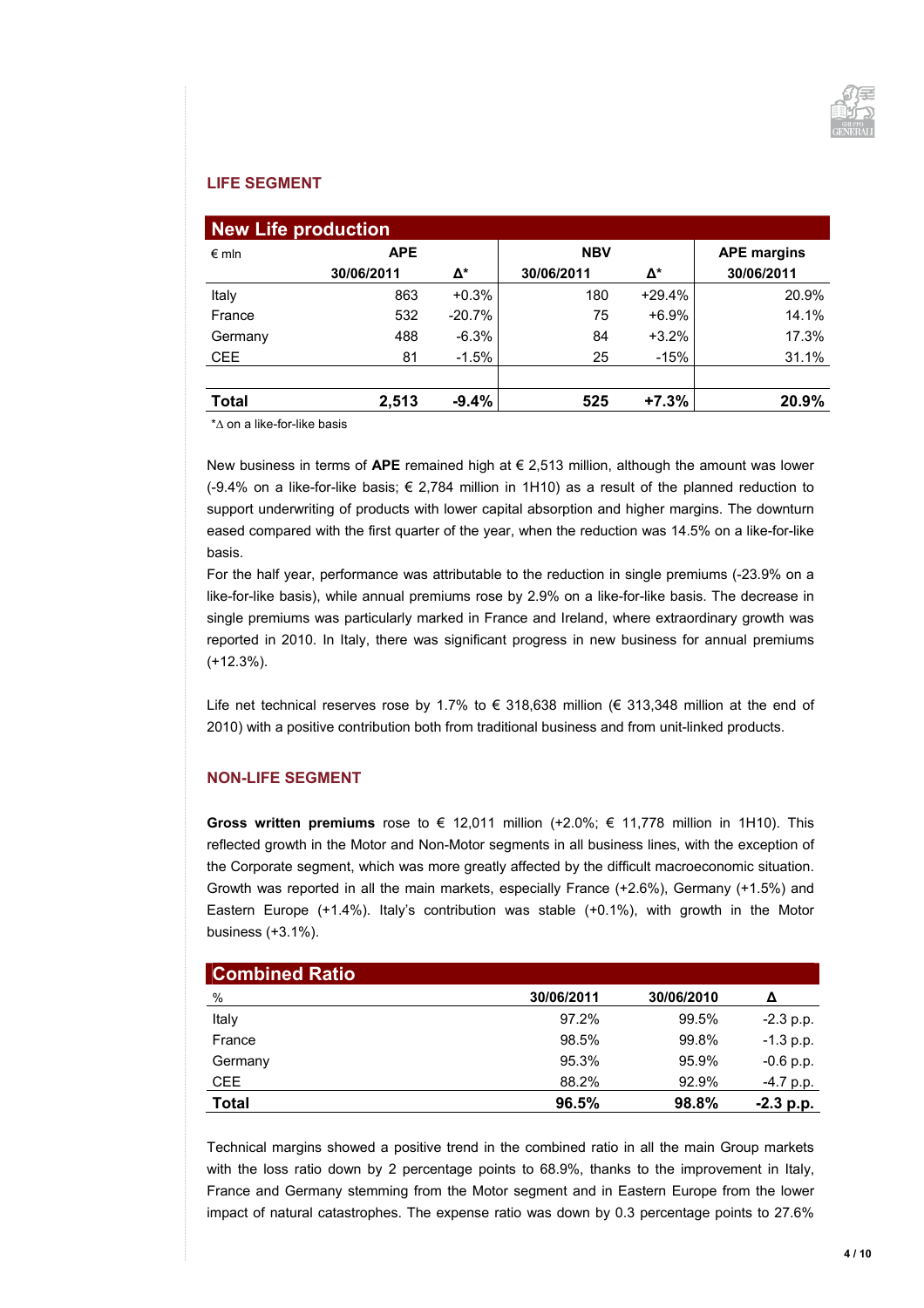## LIFE SEGMENT

| New Life production | | | | | |
|---|---|---|---|---|---|
| € mln | APE | | NBV | | APE margins |
| | 30/06/2011 | Δ* | 30/06/2011 | Δ* | 30/06/2011 |
| Italy | 863 | +0.3% | 180 | +29.4% | 20.9% |
| France | 532 | -20.7% | 75 | +6.9% | 14.1% |
| Germany | 488 | -6.3% | 84 | +3.2% | 17.3% |
| CEE | 81 | -1.5% | 25 | -15% | 31.1% |
| **Total** | **2,513** | **-9.4%** | **525** | **+7.3%** | **20.9%** |

*Δ on a like-for-like basis

New business in terms of **APE** remained high at € 2,513 million, although the amount was lower (-9.4% on a like-for-like basis; € 2,784 million in 1H10) as a result of the planned reduction to support underwriting of products with lower capital absorption and higher margins. The downturn eased compared with the first quarter of the year, when the reduction was 14.5% on a like-for-like basis.

For the half year, performance was attributable to the reduction in single premiums (-23.9% on a like-for-like basis), while annual premiums rose by 2.9% on a like-for-like basis. The decrease in single premiums was particularly marked in France and Ireland, where extraordinary growth was reported in 2010. In Italy, there was significant progress in new business for annual premiums (+12.3%).

Life net technical reserves rose by 1.7% to € 318,638 million (€ 313,348 million at the end of 2010) with a positive contribution both from traditional business and from unit-linked products.

## NON-LIFE SEGMENT

**Gross written premiums** rose to € 12,011 million (+2.0%; € 11,778 million in 1H10). This reflected growth in the Motor and Non-Motor segments in all business lines, with the exception of the Corporate segment, which was more greatly affected by the difficult macroeconomic situation. Growth was reported in all the main markets, especially France (+2.6%), Germany (+1.5%) and Eastern Europe (+1.4%). Italy's contribution was stable (+0.1%), with growth in the Motor business (+3.1%).

| Combined Ratio | | | |
|---|---|---|---|
| % | 30/06/2011 | 30/06/2010 | Δ |
| Italy | 97.2% | 99.5% | -2.3 p.p. |
| France | 98.5% | 99.8% | -1.3 p.p. |
| Germany | 95.3% | 95.9% | -0.6 p.p. |
| CEE | 88.2% | 92.9% | -4.7 p.p. |
| **Total** | **96.5%** | **98.8%** | **-2.3 p.p.** |

Technical margins showed a positive trend in the combined ratio in all the main Group markets with the loss ratio down by 2 percentage points to 68.9%, thanks to the improvement in Italy, France and Germany stemming from the Motor segment and in Eastern Europe from the lower impact of natural catastrophes. The expense ratio was down by 0.3 percentage points to 27.6%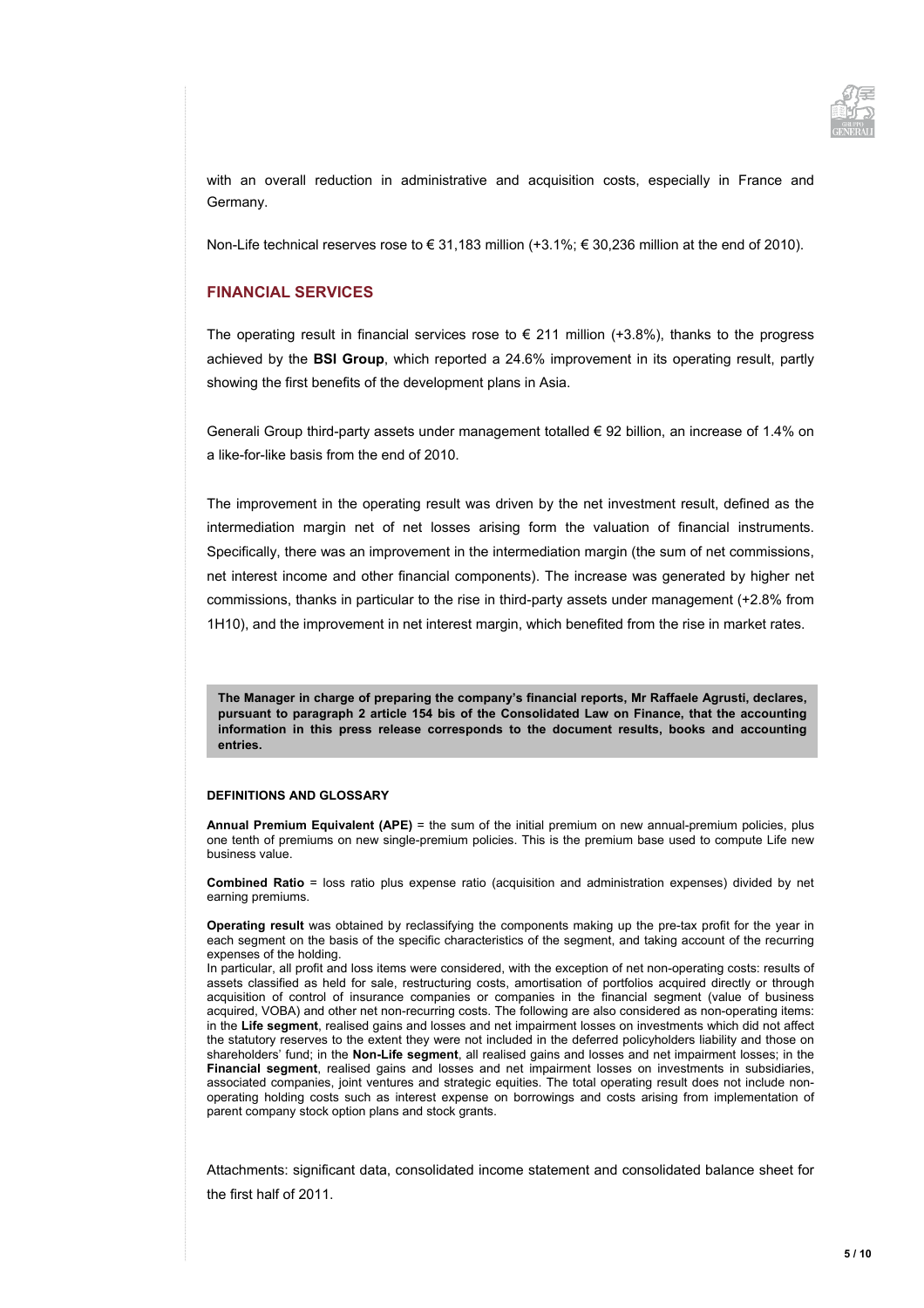with an overall reduction in administrative and acquisition costs, especially in France and Germany.

Non-Life technical reserves rose to € 31,183 million (+3.1%; € 30,236 million at the end of 2010).

## FINANCIAL SERVICES

The operating result in financial services rose to € 211 million (+3.8%), thanks to the progress achieved by the **BSI Group**, which reported a 24.6% improvement in its operating result, partly showing the first benefits of the development plans in Asia.

Generali Group third-party assets under management totalled € 92 billion, an increase of 1.4% on a like-for-like basis from the end of 2010.

The improvement in the operating result was driven by the net investment result, defined as the intermediation margin net of net losses arising form the valuation of financial instruments. Specifically, there was an improvement in the intermediation margin (the sum of net commissions, net interest income and other financial components). The increase was generated by higher net commissions, thanks in particular to the rise in third-party assets under management (+2.8% from 1H10), and the improvement in net interest margin, which benefited from the rise in market rates.

**The Manager in charge of preparing the company's financial reports, Mr Raffaele Agrusti, declares, pursuant to paragraph 2 article 154 bis of the Consolidated Law on Finance, that the accounting information in this press release corresponds to the document results, books and accounting entries.**

#### DEFINITIONS AND GLOSSARY

**Annual Premium Equivalent (APE)** = the sum of the initial premium on new annual-premium policies, plus one tenth of premiums on new single-premium policies. This is the premium base used to compute Life new business value.

**Combined Ratio** = loss ratio plus expense ratio (acquisition and administration expenses) divided by net earning premiums.

**Operating result** was obtained by reclassifying the components making up the pre-tax profit for the year in each segment on the basis of the specific characteristics of the segment, and taking account of the recurring expenses of the holding.
In particular, all profit and loss items were considered, with the exception of net non-operating costs: results of assets classified as held for sale, restructuring costs, amortisation of portfolios acquired directly or through acquisition of control of insurance companies or companies in the financial segment (value of business acquired, VOBA) and other net non-recurring costs. The following are also considered as non-operating items: in the **Life segment**, realised gains and losses and net impairment losses on investments which did not affect the statutory reserves to the extent they were not included in the deferred policyholders liability and those on shareholders' fund; in the **Non-Life segment**, all realised gains and losses and net impairment losses; in the **Financial segment**, realised gains and losses and net impairment losses on investments in subsidiaries, associated companies, joint ventures and strategic equities. The total operating result does not include non-operating holding costs such as interest expense on borrowings and costs arising from implementation of parent company stock option plans and stock grants.

Attachments: significant data, consolidated income statement and consolidated balance sheet for the first half of 2011.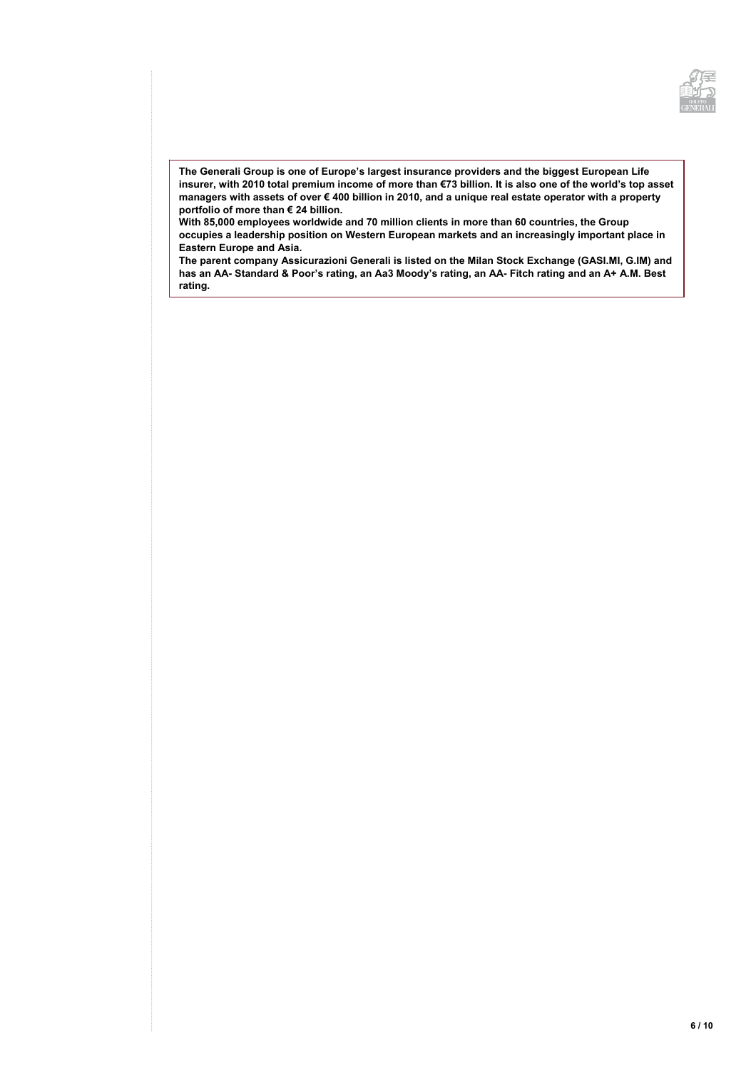**The Generali Group is one of Europe's largest insurance providers and the biggest European Life insurer, with 2010 total premium income of more than €73 billion. It is also one of the world's top asset managers with assets of over € 400 billion in 2010, and a unique real estate operator with a property portfolio of more than € 24 billion.**
**With 85,000 employees worldwide and 70 million clients in more than 60 countries, the Group occupies a leadership position on Western European markets and an increasingly important place in Eastern Europe and Asia.**
**The parent company Assicurazioni Generali is listed on the Milan Stock Exchange (GASI.MI, G.IM) and has an AA- Standard & Poor's rating, an Aa3 Moody's rating, an AA- Fitch rating and an A+ A.M. Best rating.**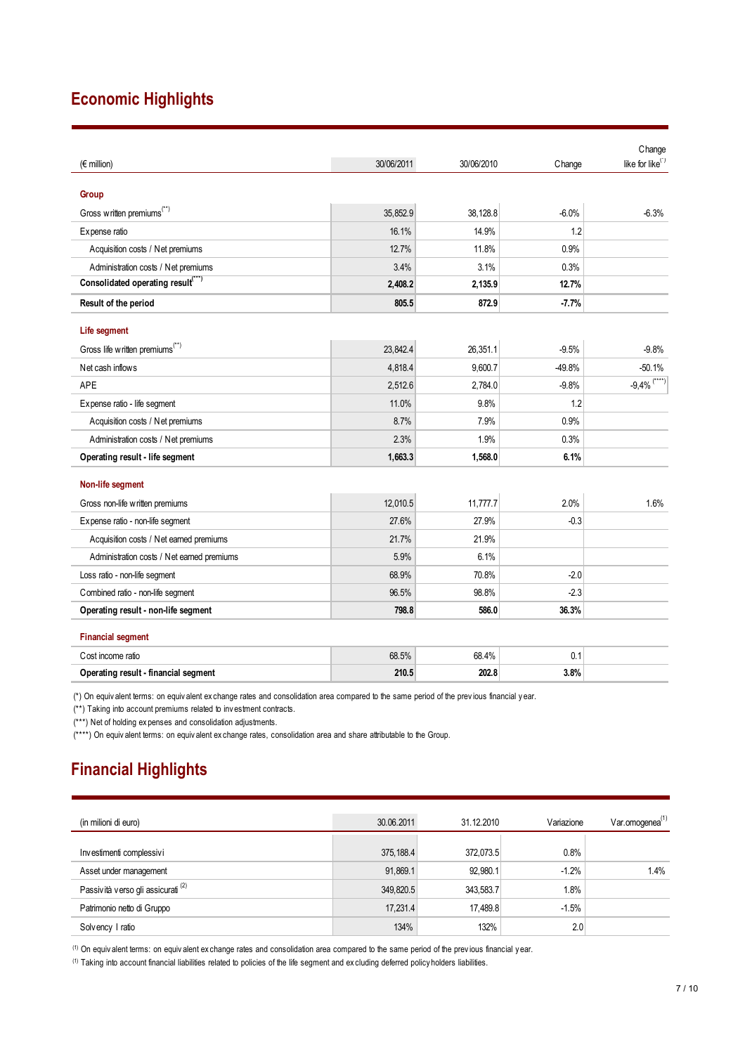## Economic Highlights

| (€ million) | 30/06/2011 | 30/06/2010 | Change | Change like for like(*) |
|---|---|---|---|---|
| **Group** | | | | |
| Gross written premiums(**) | 35,852.9 | 38,128.8 | -6.0% | -6.3% |
| Expense ratio | 16.1% | 14.9% | 1.2 | |
| Acquisition costs / Net premiums | 12.7% | 11.8% | 0.9% | |
| Administration costs / Net premiums | 3.4% | 3.1% | 0.3% | |
| **Consolidated operating result(***)** | **2,408.2** | **2,135.9** | **12.7%** | |
| **Result of the period** | **805.5** | **872.9** | **-7.7%** | |
| **Life segment** | | | | |
| Gross life written premiums(**) | 23,842.4 | 26,351.1 | -9.5% | -9.8% |
| Net cash inflows | 4,818.4 | 9,600.7 | -49.8% | -50.1% |
| APE | 2,512.6 | 2,784.0 | -9.8% | -9,4% (****) |
| Expense ratio - life segment | 11.0% | 9.8% | 1.2 | |
| Acquisition costs / Net premiums | 8.7% | 7.9% | 0.9% | |
| Administration costs / Net premiums | 2.3% | 1.9% | 0.3% | |
| **Operating result - life segment** | **1,663.3** | **1,568.0** | **6.1%** | |
| **Non-life segment** | | | | |
| Gross non-life written premiums | 12,010.5 | 11,777.7 | 2.0% | 1.6% |
| Expense ratio - non-life segment | 27.6% | 27.9% | -0.3 | |
| Acquisition costs / Net earned premiums | 21.7% | 21.9% | | |
| Administration costs / Net earned premiums | 5.9% | 6.1% | | |
| Loss ratio - non-life segment | 68.9% | 70.8% | -2.0 | |
| Combined ratio - non-life segment | 96.5% | 98.8% | -2.3 | |
| **Operating result - non-life segment** | **798.8** | **586.0** | **36.3%** | |
| **Financial segment** | | | | |
| Cost income ratio | 68.5% | 68.4% | 0.1 | |
| **Operating result - financial segment** | **210.5** | **202.8** | **3.8%** | |

(*) On equivalent terms: on equivalent exchange rates and consolidation area compared to the same period of the previous financial year.
(**) Taking into account premiums related to investment contracts.
(***) Net of holding expenses and consolidation adjustments.
(****) On equivalent terms: on equivalent exchange rates, consolidation area and share attributable to the Group.

## Financial Highlights

| (in milioni di euro) | 30.06.2011 | 31.12.2010 | Variazione | Var.omogenea[1] |
|---|---|---|---|---|
| Investimenti complessivi | 375,188.4 | 372,073.5 | 0.8% | |
| Asset under management | 91,869.1 | 92,980.1 | -1.2% | 1.4% |
| Passività verso gli assicurati [2] | 349,820.5 | 343,583.7 | 1.8% | |
| Patrimonio netto di Gruppo | 17,231.4 | 17,489.8 | -1.5% | |
| Solvency I ratio | 134% | 132% | 2.0 | |

[1] On equivalent terms: on equivalent exchange rates and consolidation area compared to the same period of the previous financial year.
[1] Taking into account financial liabilities related to policies of the life segment and excluding deferred policyholders liabilities.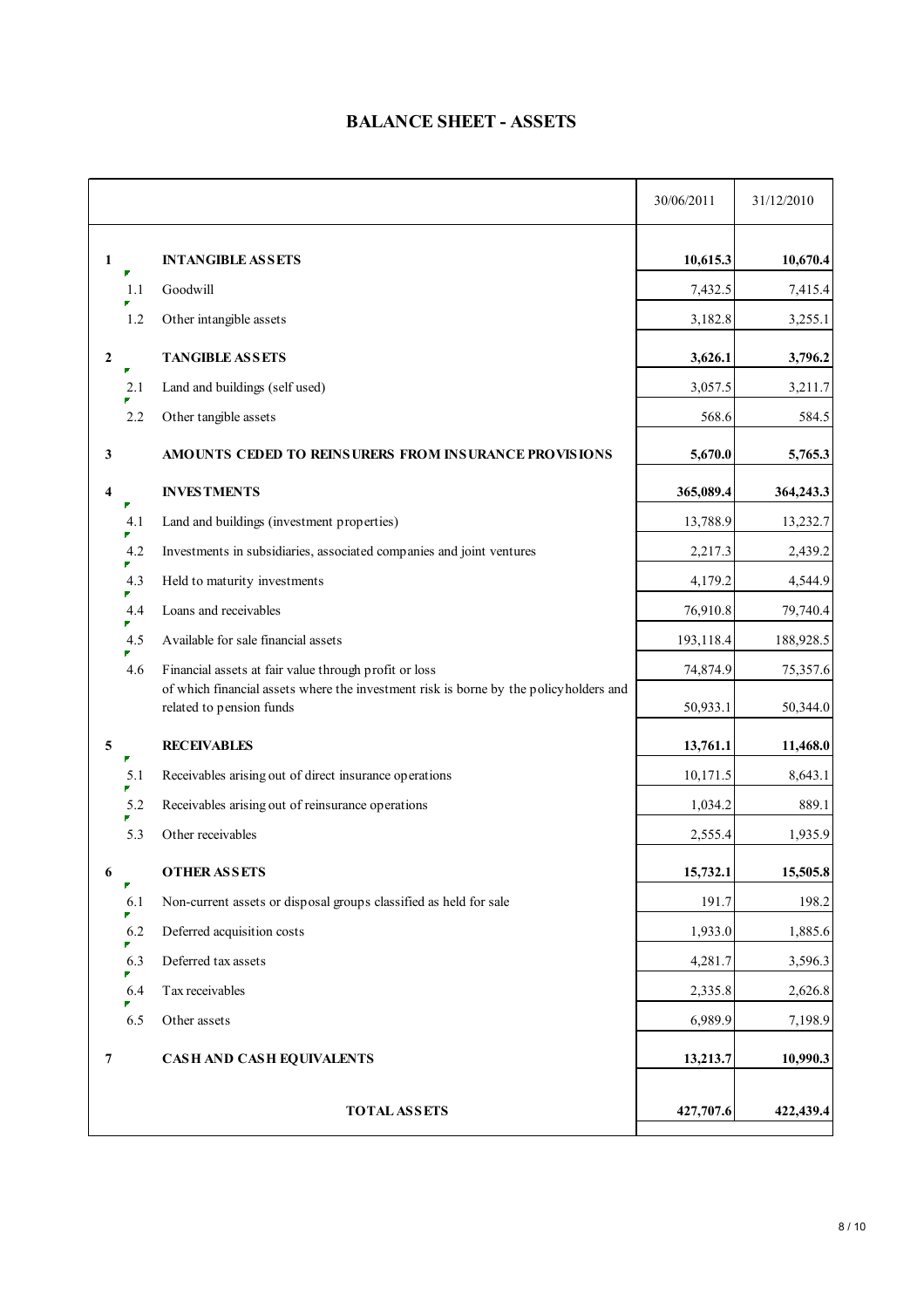# BALANCE SHEET - ASSETS

| | | 30/06/2011 | 31/12/2010 |
|---|---|---|---|
| **1** | **INTANGIBLE ASSETS** | **10,615.3** | **10,670.4** |
| 1.1 | Goodwill | 7,432.5 | 7,415.4 |
| 1.2 | Other intangible assets | 3,182.8 | 3,255.1 |
| **2** | **TANGIBLE ASSETS** | **3,626.1** | **3,796.2** |
| 2.1 | Land and buildings (self used) | 3,057.5 | 3,211.7 |
| 2.2 | Other tangible assets | 568.6 | 584.5 |
| **3** | **AMOUNTS CEDED TO REINSURERS FROM INSURANCE PROVISIONS** | **5,670.0** | **5,765.3** |
| **4** | **INVESTMENTS** | **365,089.4** | **364,243.3** |
| 4.1 | Land and buildings (investment properties) | 13,788.9 | 13,232.7 |
| 4.2 | Investments in subsidiaries, associated companies and joint ventures | 2,217.3 | 2,439.2 |
| 4.3 | Held to maturity investments | 4,179.2 | 4,544.9 |
| 4.4 | Loans and receivables | 76,910.8 | 79,740.4 |
| 4.5 | Available for sale financial assets | 193,118.4 | 188,928.5 |
| 4.6 | Financial assets at fair value through profit or loss | 74,874.9 | 75,357.6 |
| | of which financial assets where the investment risk is borne by the policyholders and related to pension funds | 50,933.1 | 50,344.0 |
| **5** | **RECEIVABLES** | **13,761.1** | **11,468.0** |
| 5.1 | Receivables arising out of direct insurance operations | 10,171.5 | 8,643.1 |
| 5.2 | Receivables arising out of reinsurance operations | 1,034.2 | 889.1 |
| 5.3 | Other receivables | 2,555.4 | 1,935.9 |
| **6** | **OTHER ASSETS** | **15,732.1** | **15,505.8** |
| 6.1 | Non-current assets or disposal groups classified as held for sale | 191.7 | 198.2 |
| 6.2 | Deferred acquisition costs | 1,933.0 | 1,885.6 |
| 6.3 | Deferred tax assets | 4,281.7 | 3,596.3 |
| 6.4 | Tax receivables | 2,335.8 | 2,626.8 |
| 6.5 | Other assets | 6,989.9 | 7,198.9 |
| **7** | **CASH AND CASH EQUIVALENTS** | **13,213.7** | **10,990.3** |
| | **TOTAL ASSETS** | **427,707.6** | **422,439.4** |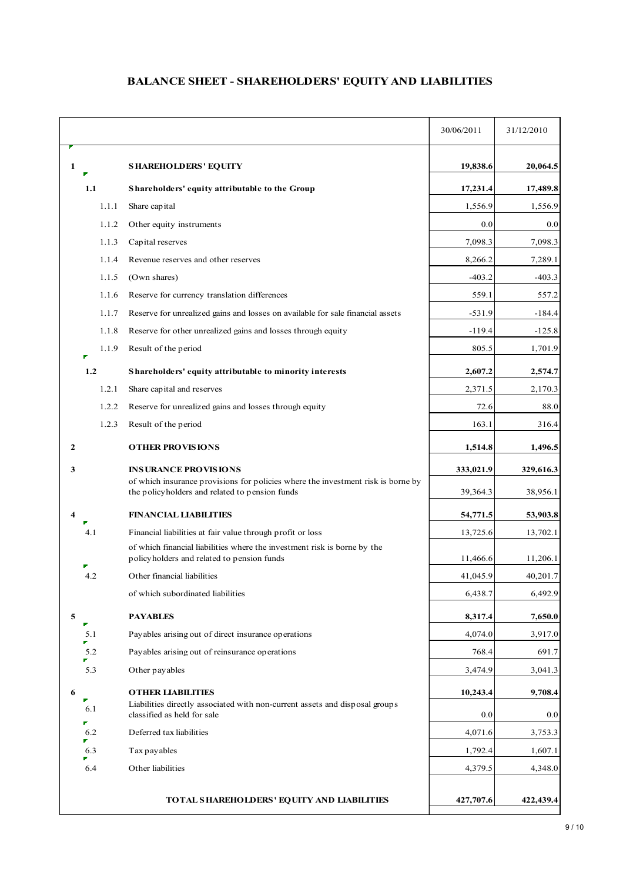# BALANCE SHEET - SHAREHOLDERS' EQUITY AND LIABILITIES

| | | | 30/06/2011 | 31/12/2010 |
|---|---|---|---|---|
| **1** | | **SHAREHOLDERS' EQUITY** | **19,838.6** | **20,064.5** |
| **1.1** | | **Shareholders' equity attributable to the Group** | **17,231.4** | **17,489.8** |
| | 1.1.1 | Share capital | 1,556.9 | 1,556.9 |
| | 1.1.2 | Other equity instruments | 0.0 | 0.0 |
| | 1.1.3 | Capital reserves | 7,098.3 | 7,098.3 |
| | 1.1.4 | Revenue reserves and other reserves | 8,266.2 | 7,289.1 |
| | 1.1.5 | (Own shares) | -403.2 | -403.3 |
| | 1.1.6 | Reserve for currency translation differences | 559.1 | 557.2 |
| | 1.1.7 | Reserve for unrealized gains and losses on available for sale financial assets | -531.9 | -184.4 |
| | 1.1.8 | Reserve for other unrealized gains and losses through equity | -119.4 | -125.8 |
| | 1.1.9 | Result of the period | 805.5 | 1,701.9 |
| **1.2** | | **Shareholders' equity attributable to minority interests** | **2,607.2** | **2,574.7** |
| | 1.2.1 | Share capital and reserves | 2,371.5 | 2,170.3 |
| | 1.2.2 | Reserve for unrealized gains and losses through equity | 72.6 | 88.0 |
| | 1.2.3 | Result of the period | 163.1 | 316.4 |
| **2** | | **OTHER PROVISIONS** | **1,514.8** | **1,496.5** |
| **3** | | **INSURANCE PROVISIONS** | **333,021.9** | **329,616.3** |
| | | of which insurance provisions for policies where the investment risk is borne by the policyholders and related to pension funds | 39,364.3 | 38,956.1 |
| **4** | | **FINANCIAL LIABILITIES** | **54,771.5** | **53,903.8** |
| 4.1 | | Financial liabilities at fair value through profit or loss | 13,725.6 | 13,702.1 |
| | | of which financial liabilities where the investment risk is borne by the policyholders and related to pension funds | 11,466.6 | 11,206.1 |
| 4.2 | | Other financial liabilities | 41,045.9 | 40,201.7 |
| | | of which subordinated liabilities | 6,438.7 | 6,492.9 |
| **5** | | **PAYABLES** | **8,317.4** | **7,650.0** |
| 5.1 | | Payables arising out of direct insurance operations | 4,074.0 | 3,917.0 |
| 5.2 | | Payables arising out of reinsurance operations | 768.4 | 691.7 |
| 5.3 | | Other payables | 3,474.9 | 3,041.3 |
| **6** | | **OTHER LIABILITIES** | **10,243.4** | **9,708.4** |
| 6.1 | | Liabilities directly associated with non-current assets and disposal groups classified as held for sale | 0.0 | 0.0 |
| 6.2 | | Deferred tax liabilities | 4,071.6 | 3,753.3 |
| 6.3 | | Tax payables | 1,792.4 | 1,607.1 |
| 6.4 | | Other liabilities | 4,379.5 | 4,348.0 |
| | | **TOTAL SHAREHOLDERS' EQUITY AND LIABILITIES** | **427,707.6** | **422,439.4** |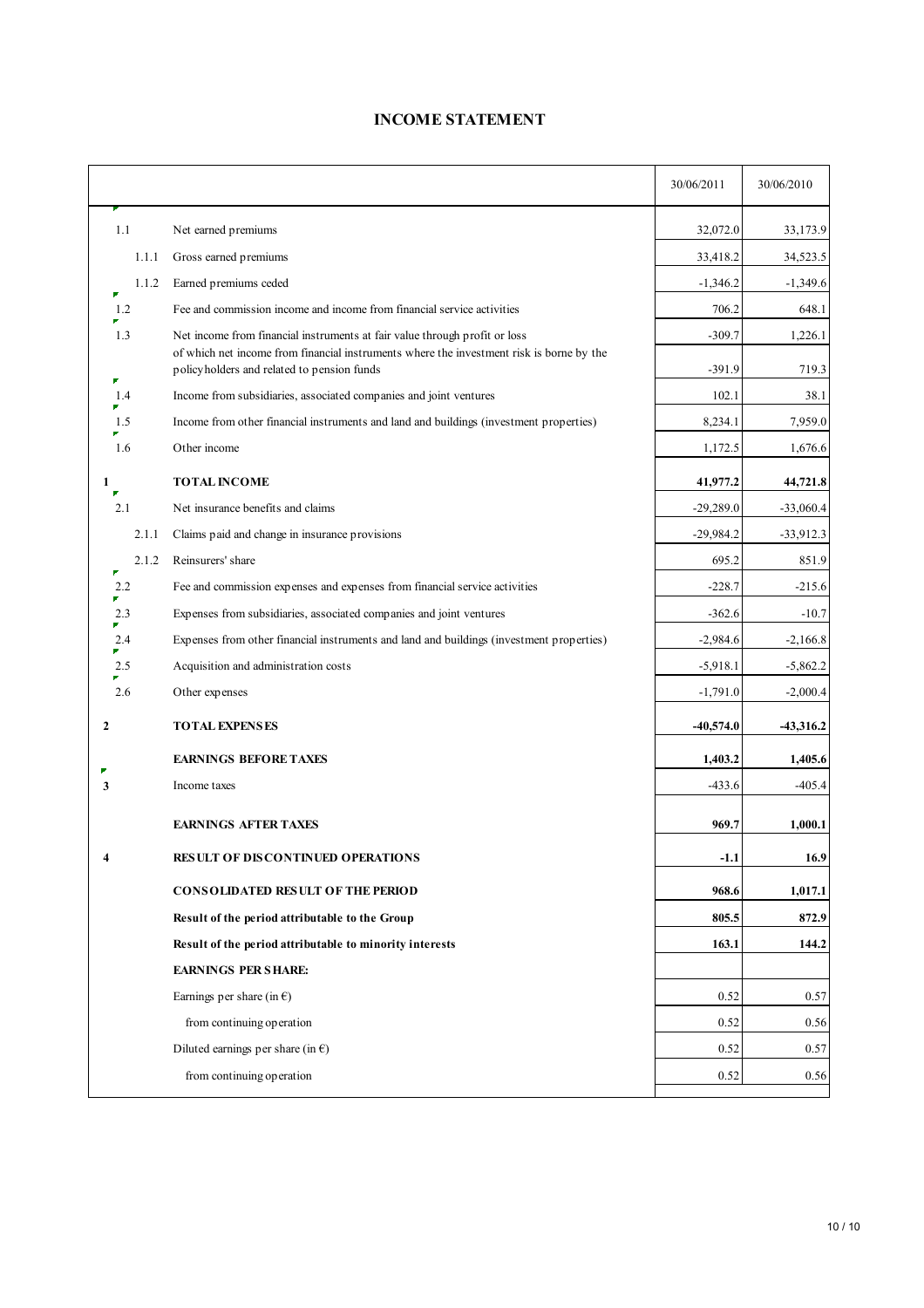# INCOME STATEMENT

| | | 30/06/2011 | 30/06/2010 |
|---|---|---|---|
| 1.1 | Net earned premiums | 32,072.0 | 33,173.9 |
| 1.1.1 | Gross earned premiums | 33,418.2 | 34,523.5 |
| 1.1.2 | Earned premiums ceded | -1,346.2 | -1,349.6 |
| 1.2 | Fee and commission income and income from financial service activities | 706.2 | 648.1 |
| 1.3 | Net income from financial instruments at fair value through profit or loss | -309.7 | 1,226.1 |
| | of which net income from financial instruments where the investment risk is borne by the policyholders and related to pension funds | -391.9 | 719.3 |
| 1.4 | Income from subsidiaries, associated companies and joint ventures | 102.1 | 38.1 |
| 1.5 | Income from other financial instruments and land and buildings (investment properties) | 8,234.1 | 7,959.0 |
| 1.6 | Other income | 1,172.5 | 1,676.6 |
| **1** | **TOTAL INCOME** | **41,977.2** | **44,721.8** |
| 2.1 | Net insurance benefits and claims | -29,289.0 | -33,060.4 |
| 2.1.1 | Claims paid and change in insurance provisions | -29,984.2 | -33,912.3 |
| 2.1.2 | Reinsurers' share | 695.2 | 851.9 |
| 2.2 | Fee and commission expenses and expenses from financial service activities | -228.7 | -215.6 |
| 2.3 | Expenses from subsidiaries, associated companies and joint ventures | -362.6 | -10.7 |
| 2.4 | Expenses from other financial instruments and land and buildings (investment properties) | -2,984.6 | -2,166.8 |
| 2.5 | Acquisition and administration costs | -5,918.1 | -5,862.2 |
| 2.6 | Other expenses | -1,791.0 | -2,000.4 |
| **2** | **TOTAL EXPENSES** | **-40,574.0** | **-43,316.2** |
| | **EARNINGS BEFORE TAXES** | **1,403.2** | **1,405.6** |
| **3** | Income taxes | -433.6 | -405.4 |
| | **EARNINGS AFTER TAXES** | **969.7** | **1,000.1** |
| **4** | **RESULT OF DISCONTINUED OPERATIONS** | **-1.1** | **16.9** |
| | **CONSOLIDATED RESULT OF THE PERIOD** | **968.6** | **1,017.1** |
| | **Result of the period attributable to the Group** | **805.5** | **872.9** |
| | **Result of the period attributable to minority interests** | **163.1** | **144.2** |
| | **EARNINGS PER SHARE:** | | |
| | Earnings per share (in €) | 0.52 | 0.57 |
| | from continuing operation | 0.52 | 0.56 |
| | Diluted earnings per share (in €) | 0.52 | 0.57 |
| | from continuing operation | 0.52 | 0.56 |